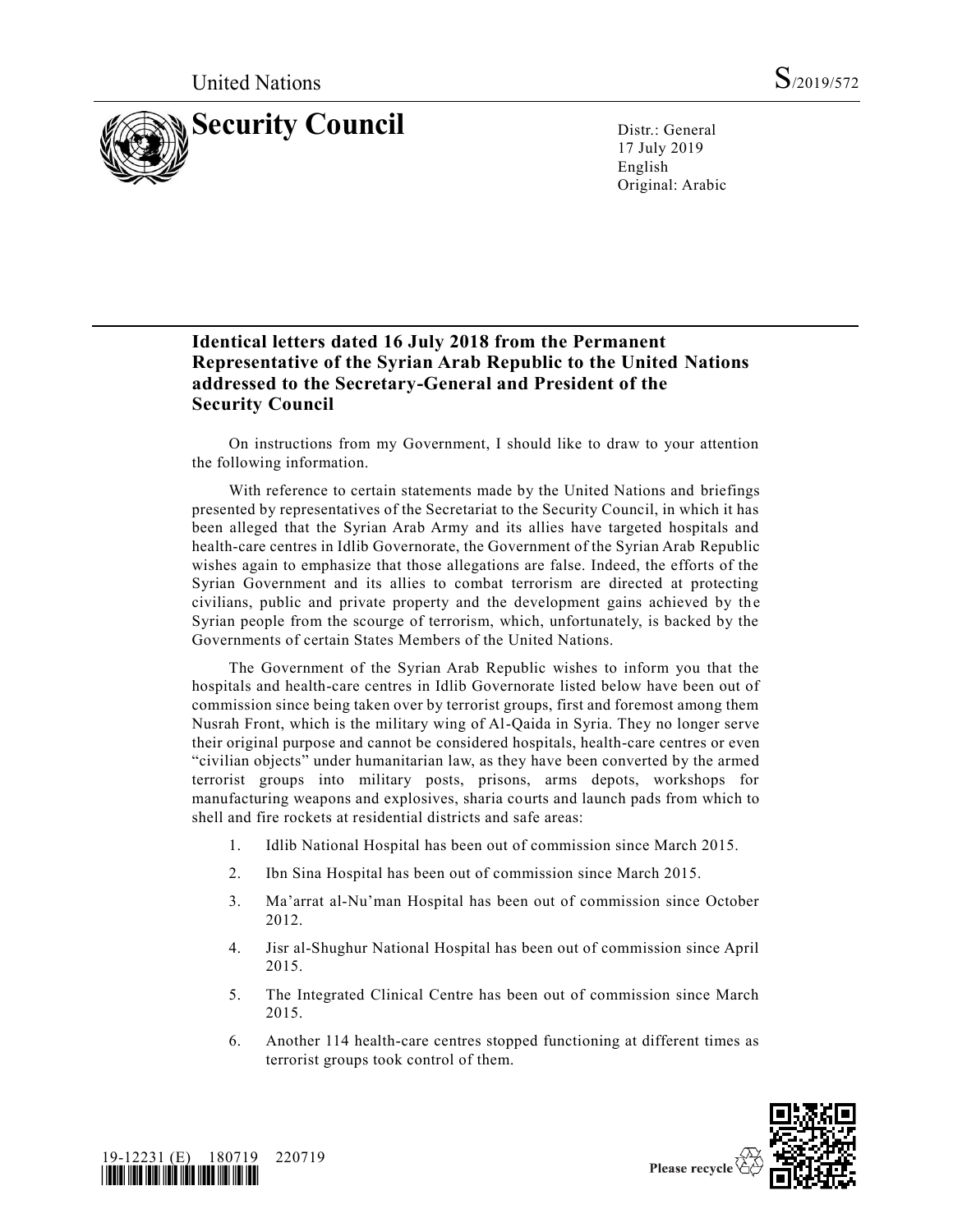United Nations S/2019/572

# Security Council

Distr.: General
17 July 2019
English
Original: Arabic

## Identical letters dated 16 July 2018 from the Permanent Representative of the Syrian Arab Republic to the United Nations addressed to the Secretary-General and President of the Security Council

On instructions from my Government, I should like to draw to your attention the following information.

With reference to certain statements made by the United Nations and briefings presented by representatives of the Secretariat to the Security Council, in which it has been alleged that the Syrian Arab Army and its allies have targeted hospitals and health-care centres in Idlib Governorate, the Government of the Syrian Arab Republic wishes again to emphasize that those allegations are false. Indeed, the efforts of the Syrian Government and its allies to combat terrorism are directed at protecting civilians, public and private property and the development gains achieved by the Syrian people from the scourge of terrorism, which, unfortunately, is backed by the Governments of certain States Members of the United Nations.

The Government of the Syrian Arab Republic wishes to inform you that the hospitals and health-care centres in Idlib Governorate listed below have been out of commission since being taken over by terrorist groups, first and foremost among them Nusrah Front, which is the military wing of Al-Qaida in Syria. They no longer serve their original purpose and cannot be considered hospitals, health-care centres or even "civilian objects" under humanitarian law, as they have been converted by the armed terrorist groups into military posts, prisons, arms depots, workshops for manufacturing weapons and explosives, sharia courts and launch pads from which to shell and fire rockets at residential districts and safe areas:

1. Idlib National Hospital has been out of commission since March 2015.
2. Ibn Sina Hospital has been out of commission since March 2015.
3. Ma'arrat al-Nu'man Hospital has been out of commission since October 2012.
4. Jisr al-Shughur National Hospital has been out of commission since April 2015.
5. The Integrated Clinical Centre has been out of commission since March 2015.
6. Another 114 health-care centres stopped functioning at different times as terrorist groups took control of them.

19-12231 (E) 180719 220719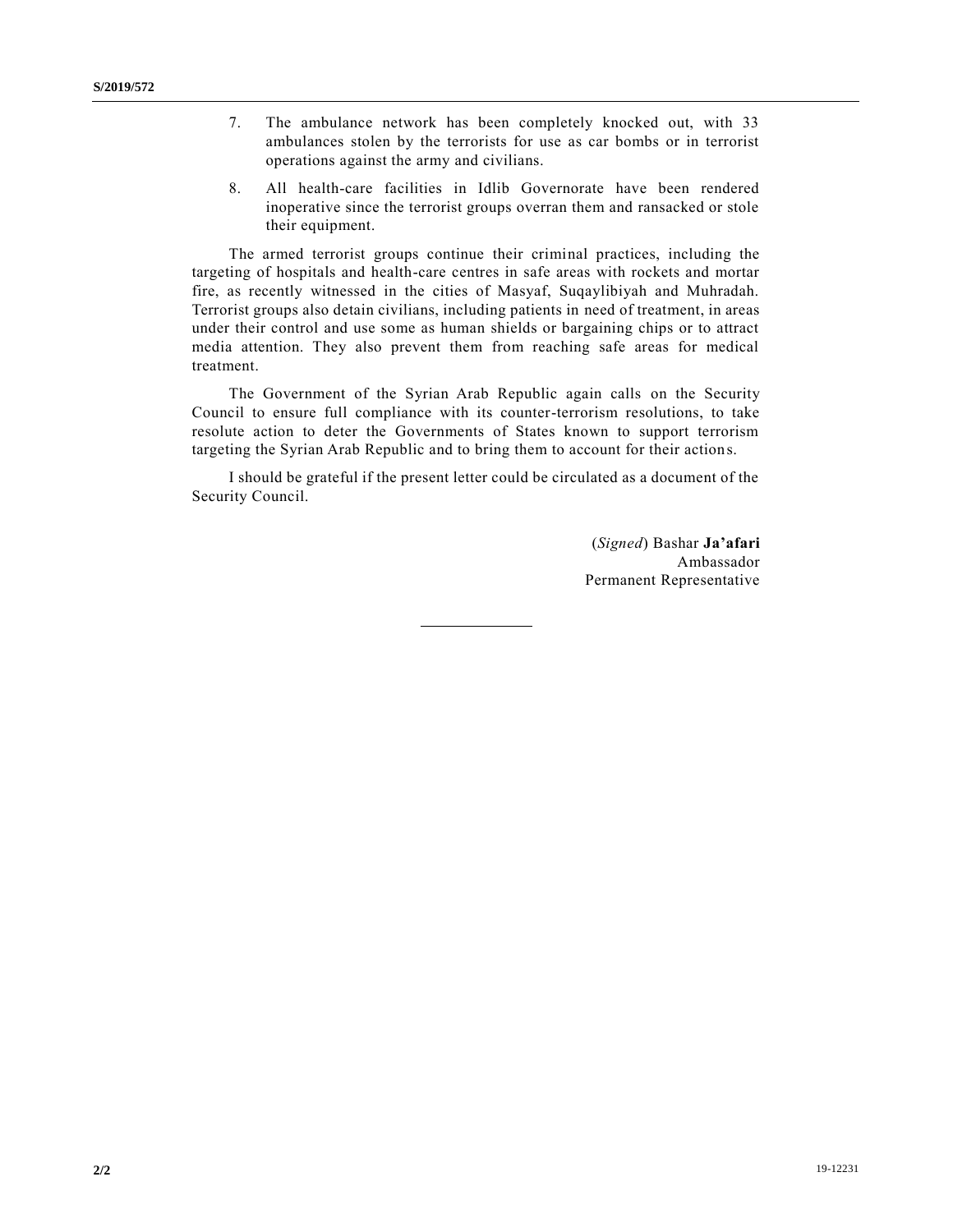7. The ambulance network has been completely knocked out, with 33 ambulances stolen by the terrorists for use as car bombs or in terrorist operations against the army and civilians.

8. All health-care facilities in Idlib Governorate have been rendered inoperative since the terrorist groups overran them and ransacked or stole their equipment.

The armed terrorist groups continue their criminal practices, including the targeting of hospitals and health-care centres in safe areas with rockets and mortar fire, as recently witnessed in the cities of Masyaf, Suqaylibiyah and Muhradah. Terrorist groups also detain civilians, including patients in need of treatment, in areas under their control and use some as human shields or bargaining chips or to attract media attention. They also prevent them from reaching safe areas for medical treatment.

The Government of the Syrian Arab Republic again calls on the Security Council to ensure full compliance with its counter-terrorism resolutions, to take resolute action to deter the Governments of States known to support terrorism targeting the Syrian Arab Republic and to bring them to account for their actions.

I should be grateful if the present letter could be circulated as a document of the Security Council.

(*Signed*) Bashar **Ja'afari**
Ambassador
Permanent Representative